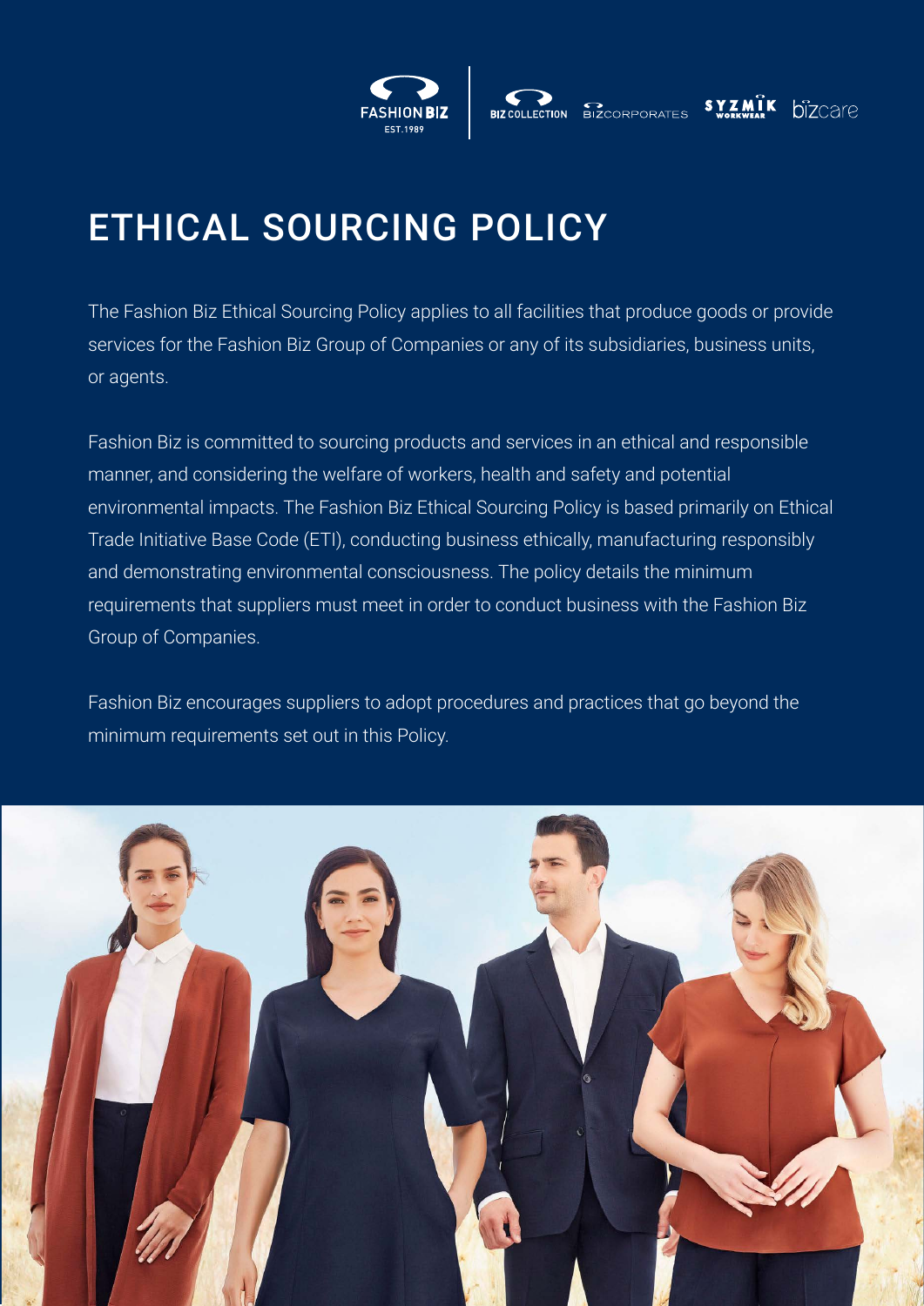# ETHICAL SOURCING POLICY

The Fashion Biz Ethical Sourcing Policy applies to all facilities that produce goods or provide services for the Fashion Biz Group of Companies or any of its subsidiaries, business units, or agents.

Fashion Biz is committed to sourcing products and services in an ethical and responsible manner, and considering the welfare of workers, health and safety and potential environmental impacts. The Fashion Biz Ethical Sourcing Policy is based primarily on Ethical Trade Initiative Base Code (ETI), conducting business ethically, manufacturing responsibly and demonstrating environmental consciousness. The policy details the minimum requirements that suppliers must meet in order to conduct business with the Fashion Biz Group of Companies.

Fashion Biz encourages suppliers to adopt procedures and practices that go beyond the minimum requirements set out in this Policy.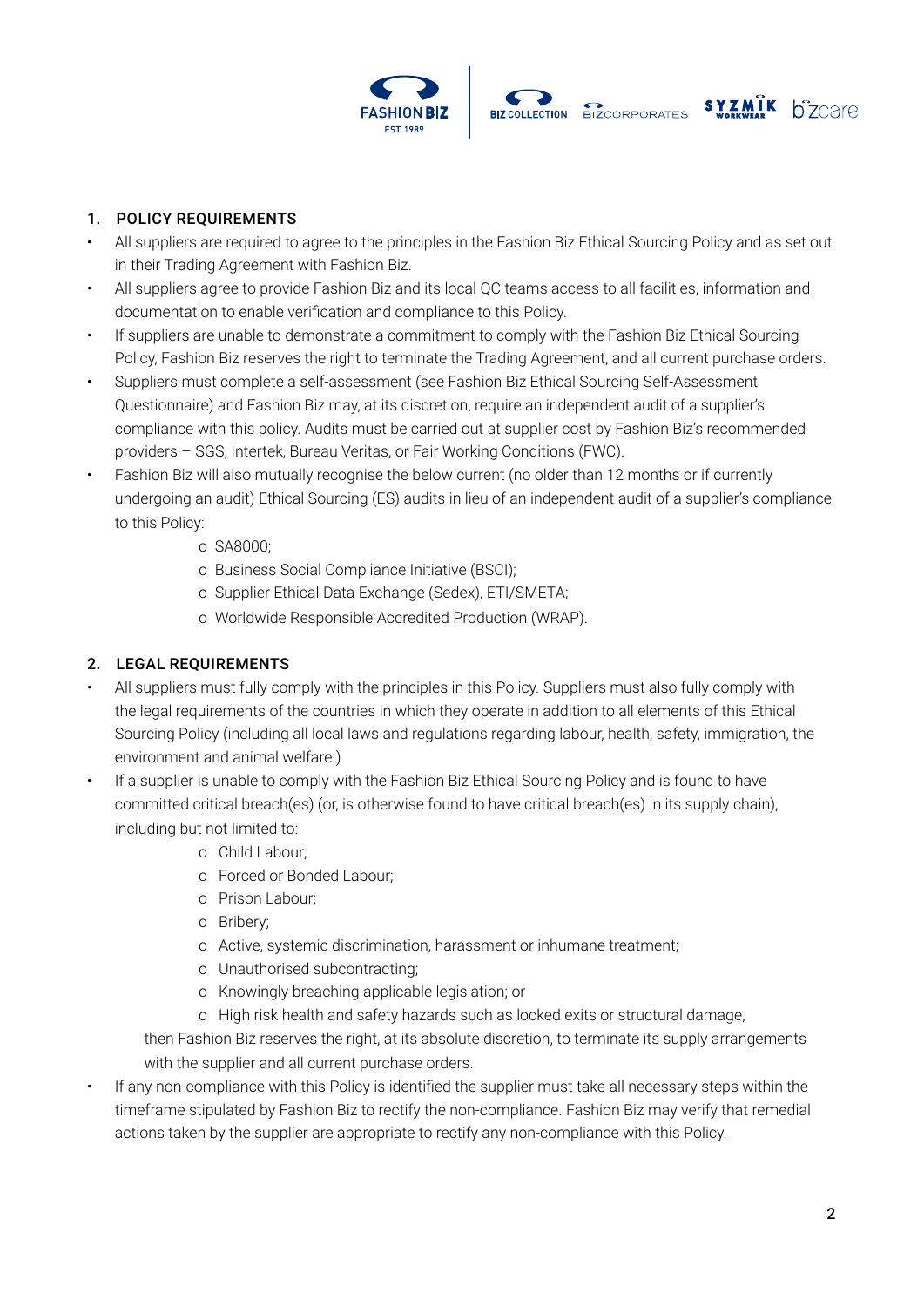## 1. POLICY REQUIREMENTS

- All suppliers are required to agree to the principles in the Fashion Biz Ethical Sourcing Policy and as set out in their Trading Agreement with Fashion Biz.
- All suppliers agree to provide Fashion Biz and its local QC teams access to all facilities, information and documentation to enable verification and compliance to this Policy.
- If suppliers are unable to demonstrate a commitment to comply with the Fashion Biz Ethical Sourcing Policy, Fashion Biz reserves the right to terminate the Trading Agreement, and all current purchase orders.
- Suppliers must complete a self-assessment (see Fashion Biz Ethical Sourcing Self-Assessment Questionnaire) and Fashion Biz may, at its discretion, require an independent audit of a supplier's compliance with this policy. Audits must be carried out at supplier cost by Fashion Biz's recommended providers – SGS, Intertek, Bureau Veritas, or Fair Working Conditions (FWC).
- Fashion Biz will also mutually recognise the below current (no older than 12 months or if currently undergoing an audit) Ethical Sourcing (ES) audits in lieu of an independent audit of a supplier's compliance to this Policy:
  - SA8000;
  - Business Social Compliance Initiative (BSCI);
  - Supplier Ethical Data Exchange (Sedex), ETI/SMETA;
  - Worldwide Responsible Accredited Production (WRAP).

## 2. LEGAL REQUIREMENTS

- All suppliers must fully comply with the principles in this Policy. Suppliers must also fully comply with the legal requirements of the countries in which they operate in addition to all elements of this Ethical Sourcing Policy (including all local laws and regulations regarding labour, health, safety, immigration, the environment and animal welfare.)
- If a supplier is unable to comply with the Fashion Biz Ethical Sourcing Policy and is found to have committed critical breach(es) (or, is otherwise found to have critical breach(es) in its supply chain), including but not limited to:
  - Child Labour;
  - Forced or Bonded Labour;
  - Prison Labour;
  - Bribery;
  - Active, systemic discrimination, harassment or inhumane treatment;
  - Unauthorised subcontracting;
  - Knowingly breaching applicable legislation; or
  - High risk health and safety hazards such as locked exits or structural damage,

  then Fashion Biz reserves the right, at its absolute discretion, to terminate its supply arrangements with the supplier and all current purchase orders.
- If any non-compliance with this Policy is identified the supplier must take all necessary steps within the timeframe stipulated by Fashion Biz to rectify the non-compliance. Fashion Biz may verify that remedial actions taken by the supplier are appropriate to rectify any non-compliance with this Policy.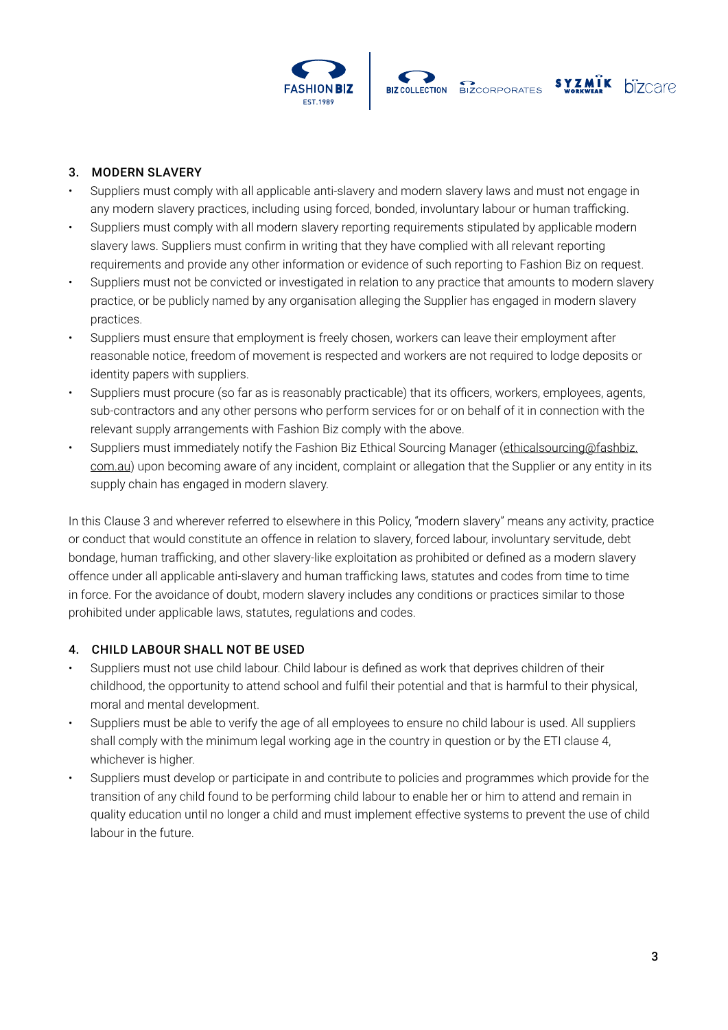## 3. MODERN SLAVERY

- Suppliers must comply with all applicable anti-slavery and modern slavery laws and must not engage in any modern slavery practices, including using forced, bonded, involuntary labour or human trafficking.
- Suppliers must comply with all modern slavery reporting requirements stipulated by applicable modern slavery laws. Suppliers must confirm in writing that they have complied with all relevant reporting requirements and provide any other information or evidence of such reporting to Fashion Biz on request.
- Suppliers must not be convicted or investigated in relation to any practice that amounts to modern slavery practice, or be publicly named by any organisation alleging the Supplier has engaged in modern slavery practices.
- Suppliers must ensure that employment is freely chosen, workers can leave their employment after reasonable notice, freedom of movement is respected and workers are not required to lodge deposits or identity papers with suppliers.
- Suppliers must procure (so far as is reasonably practicable) that its officers, workers, employees, agents, sub-contractors and any other persons who perform services for or on behalf of it in connection with the relevant supply arrangements with Fashion Biz comply with the above.
- Suppliers must immediately notify the Fashion Biz Ethical Sourcing Manager (ethicalsourcing@fashbiz.com.au) upon becoming aware of any incident, complaint or allegation that the Supplier or any entity in its supply chain has engaged in modern slavery.

In this Clause 3 and wherever referred to elsewhere in this Policy, "modern slavery" means any activity, practice or conduct that would constitute an offence in relation to slavery, forced labour, involuntary servitude, debt bondage, human trafficking, and other slavery-like exploitation as prohibited or defined as a modern slavery offence under all applicable anti-slavery and human trafficking laws, statutes and codes from time to time in force. For the avoidance of doubt, modern slavery includes any conditions or practices similar to those prohibited under applicable laws, statutes, regulations and codes.

## 4. CHILD LABOUR SHALL NOT BE USED

- Suppliers must not use child labour. Child labour is defined as work that deprives children of their childhood, the opportunity to attend school and fulfil their potential and that is harmful to their physical, moral and mental development.
- Suppliers must be able to verify the age of all employees to ensure no child labour is used. All suppliers shall comply with the minimum legal working age in the country in question or by the ETI clause 4, whichever is higher.
- Suppliers must develop or participate in and contribute to policies and programmes which provide for the transition of any child found to be performing child labour to enable her or him to attend and remain in quality education until no longer a child and must implement effective systems to prevent the use of child labour in the future.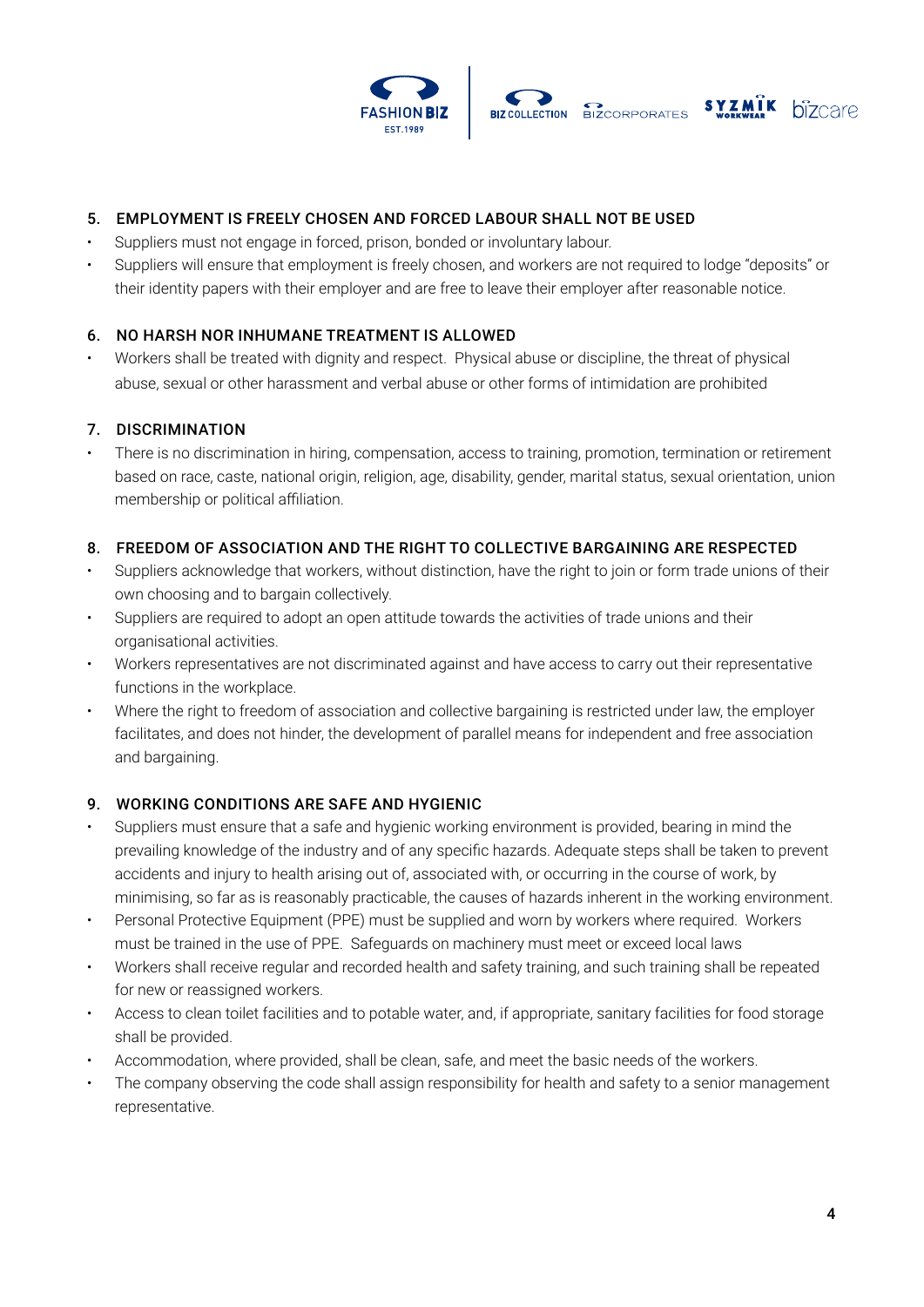## 5. EMPLOYMENT IS FREELY CHOSEN AND FORCED LABOUR SHALL NOT BE USED

- Suppliers must not engage in forced, prison, bonded or involuntary labour.
- Suppliers will ensure that employment is freely chosen, and workers are not required to lodge "deposits" or their identity papers with their employer and are free to leave their employer after reasonable notice.

## 6. NO HARSH NOR INHUMANE TREATMENT IS ALLOWED

- Workers shall be treated with dignity and respect. Physical abuse or discipline, the threat of physical abuse, sexual or other harassment and verbal abuse or other forms of intimidation are prohibited

## 7. DISCRIMINATION

- There is no discrimination in hiring, compensation, access to training, promotion, termination or retirement based on race, caste, national origin, religion, age, disability, gender, marital status, sexual orientation, union membership or political affiliation.

## 8. FREEDOM OF ASSOCIATION AND THE RIGHT TO COLLECTIVE BARGAINING ARE RESPECTED

- Suppliers acknowledge that workers, without distinction, have the right to join or form trade unions of their own choosing and to bargain collectively.
- Suppliers are required to adopt an open attitude towards the activities of trade unions and their organisational activities.
- Workers representatives are not discriminated against and have access to carry out their representative functions in the workplace.
- Where the right to freedom of association and collective bargaining is restricted under law, the employer facilitates, and does not hinder, the development of parallel means for independent and free association and bargaining.

## 9. WORKING CONDITIONS ARE SAFE AND HYGIENIC

- Suppliers must ensure that a safe and hygienic working environment is provided, bearing in mind the prevailing knowledge of the industry and of any specific hazards. Adequate steps shall be taken to prevent accidents and injury to health arising out of, associated with, or occurring in the course of work, by minimising, so far as is reasonably practicable, the causes of hazards inherent in the working environment.
- Personal Protective Equipment (PPE) must be supplied and worn by workers where required. Workers must be trained in the use of PPE. Safeguards on machinery must meet or exceed local laws
- Workers shall receive regular and recorded health and safety training, and such training shall be repeated for new or reassigned workers.
- Access to clean toilet facilities and to potable water, and, if appropriate, sanitary facilities for food storage shall be provided.
- Accommodation, where provided, shall be clean, safe, and meet the basic needs of the workers.
- The company observing the code shall assign responsibility for health and safety to a senior management representative.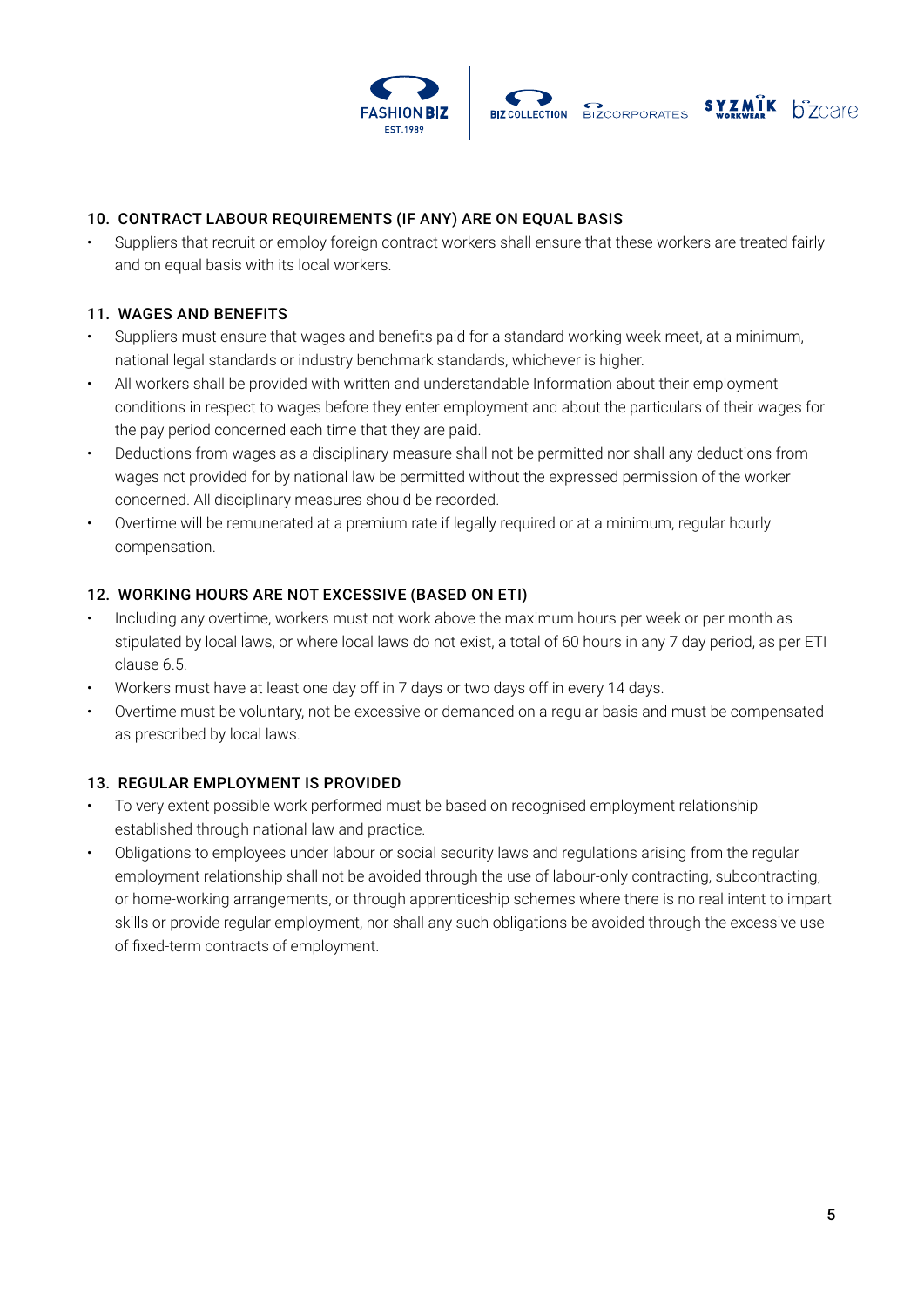### 10. CONTRACT LABOUR REQUIREMENTS (IF ANY) ARE ON EQUAL BASIS

- Suppliers that recruit or employ foreign contract workers shall ensure that these workers are treated fairly and on equal basis with its local workers.

### 11. WAGES AND BENEFITS

- Suppliers must ensure that wages and benefits paid for a standard working week meet, at a minimum, national legal standards or industry benchmark standards, whichever is higher.
- All workers shall be provided with written and understandable Information about their employment conditions in respect to wages before they enter employment and about the particulars of their wages for the pay period concerned each time that they are paid.
- Deductions from wages as a disciplinary measure shall not be permitted nor shall any deductions from wages not provided for by national law be permitted without the expressed permission of the worker concerned. All disciplinary measures should be recorded.
- Overtime will be remunerated at a premium rate if legally required or at a minimum, regular hourly compensation.

### 12. WORKING HOURS ARE NOT EXCESSIVE (BASED ON ETI)

- Including any overtime, workers must not work above the maximum hours per week or per month as stipulated by local laws, or where local laws do not exist, a total of 60 hours in any 7 day period, as per ETI clause 6.5.
- Workers must have at least one day off in 7 days or two days off in every 14 days.
- Overtime must be voluntary, not be excessive or demanded on a regular basis and must be compensated as prescribed by local laws.

### 13. REGULAR EMPLOYMENT IS PROVIDED

- To very extent possible work performed must be based on recognised employment relationship established through national law and practice.
- Obligations to employees under labour or social security laws and regulations arising from the regular employment relationship shall not be avoided through the use of labour-only contracting, subcontracting, or home-working arrangements, or through apprenticeship schemes where there is no real intent to impart skills or provide regular employment, nor shall any such obligations be avoided through the excessive use of fixed-term contracts of employment.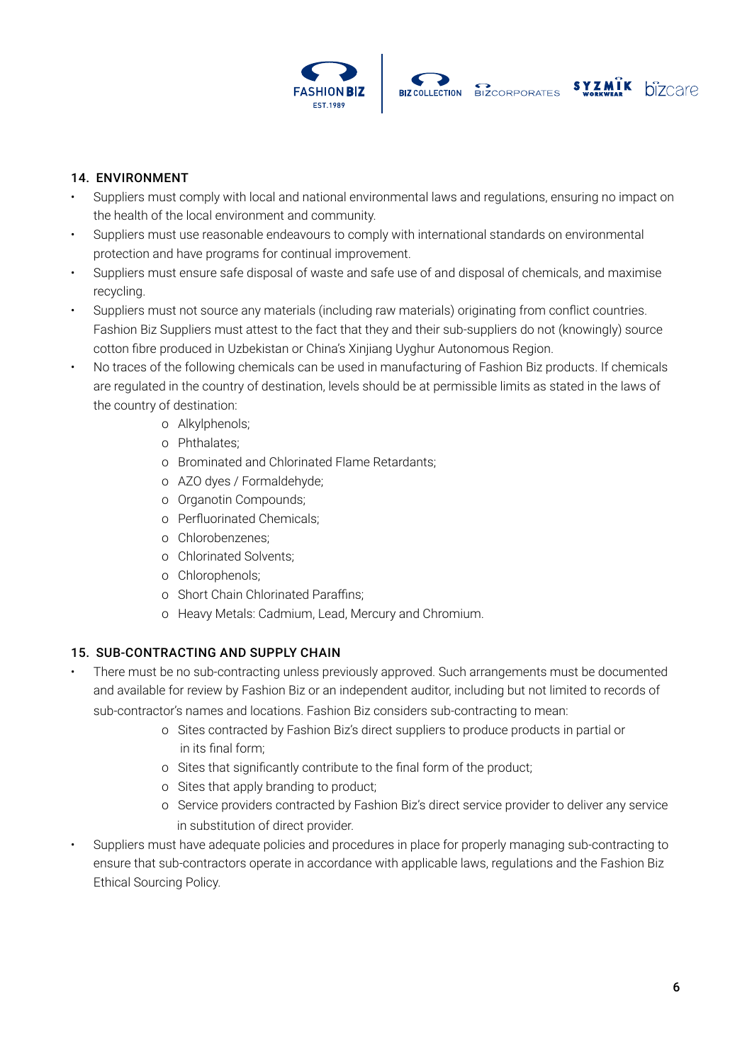## 14. ENVIRONMENT

- Suppliers must comply with local and national environmental laws and regulations, ensuring no impact on the health of the local environment and community.
- Suppliers must use reasonable endeavours to comply with international standards on environmental protection and have programs for continual improvement.
- Suppliers must ensure safe disposal of waste and safe use of and disposal of chemicals, and maximise recycling.
- Suppliers must not source any materials (including raw materials) originating from conflict countries. Fashion Biz Suppliers must attest to the fact that they and their sub-suppliers do not (knowingly) source cotton fibre produced in Uzbekistan or China's Xinjiang Uyghur Autonomous Region.
- No traces of the following chemicals can be used in manufacturing of Fashion Biz products. If chemicals are regulated in the country of destination, levels should be at permissible limits as stated in the laws of the country of destination:
  - Alkylphenols;
  - Phthalates;
  - Brominated and Chlorinated Flame Retardants;
  - AZO dyes / Formaldehyde;
  - Organotin Compounds;
  - Perfluorinated Chemicals;
  - Chlorobenzenes;
  - Chlorinated Solvents;
  - Chlorophenols;
  - Short Chain Chlorinated Paraffins;
  - Heavy Metals: Cadmium, Lead, Mercury and Chromium.

## 15. SUB-CONTRACTING AND SUPPLY CHAIN

- There must be no sub-contracting unless previously approved. Such arrangements must be documented and available for review by Fashion Biz or an independent auditor, including but not limited to records of sub-contractor's names and locations. Fashion Biz considers sub-contracting to mean:
  - Sites contracted by Fashion Biz's direct suppliers to produce products in partial or in its final form;
  - Sites that significantly contribute to the final form of the product;
  - Sites that apply branding to product;
  - Service providers contracted by Fashion Biz's direct service provider to deliver any service in substitution of direct provider.
- Suppliers must have adequate policies and procedures in place for properly managing sub-contracting to ensure that sub-contractors operate in accordance with applicable laws, regulations and the Fashion Biz Ethical Sourcing Policy.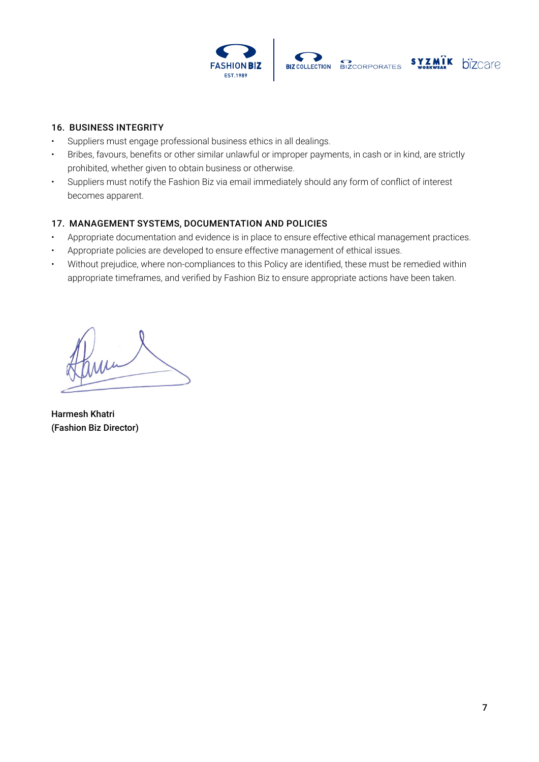## 16. BUSINESS INTEGRITY

- Suppliers must engage professional business ethics in all dealings.
- Bribes, favours, benefits or other similar unlawful or improper payments, in cash or in kind, are strictly prohibited, whether given to obtain business or otherwise.
- Suppliers must notify the Fashion Biz via email immediately should any form of conflict of interest becomes apparent.

## 17. MANAGEMENT SYSTEMS, DOCUMENTATION AND POLICIES

- Appropriate documentation and evidence is in place to ensure effective ethical management practices.
- Appropriate policies are developed to ensure effective management of ethical issues.
- Without prejudice, where non-compliances to this Policy are identified, these must be remedied within appropriate timeframes, and verified by Fashion Biz to ensure appropriate actions have been taken.

Harmesh Khatri
(Fashion Biz Director)